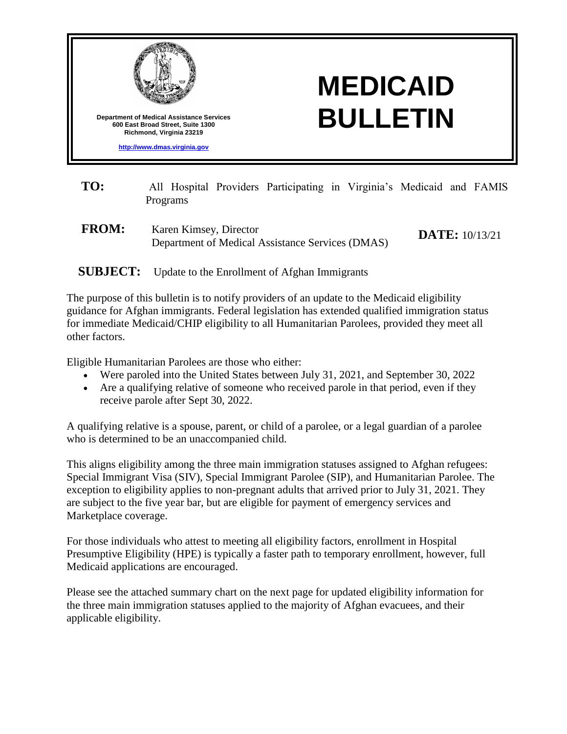Department of Medical Assistance Services
600 East Broad Street, Suite 1300
Richmond, Virginia 23219

http://www.dmas.virginia.gov

# MEDICAID BULLETIN

**TO:** All Hospital Providers Participating in Virginia's Medicaid and FAMIS Programs

**FROM:** Karen Kimsey, Director
Department of Medical Assistance Services (DMAS)

**DATE:** 10/13/21

**SUBJECT:** Update to the Enrollment of Afghan Immigrants

The purpose of this bulletin is to notify providers of an update to the Medicaid eligibility guidance for Afghan immigrants. Federal legislation has extended qualified immigration status for immediate Medicaid/CHIP eligibility to all Humanitarian Parolees, provided they meet all other factors.

Eligible Humanitarian Parolees are those who either:

- Were paroled into the United States between July 31, 2021, and September 30, 2022
- Are a qualifying relative of someone who received parole in that period, even if they receive parole after Sept 30, 2022.

A qualifying relative is a spouse, parent, or child of a parolee, or a legal guardian of a parolee who is determined to be an unaccompanied child.

This aligns eligibility among the three main immigration statuses assigned to Afghan refugees: Special Immigrant Visa (SIV), Special Immigrant Parolee (SIP), and Humanitarian Parolee. The exception to eligibility applies to non-pregnant adults that arrived prior to July 31, 2021. They are subject to the five year bar, but are eligible for payment of emergency services and Marketplace coverage.

For those individuals who attest to meeting all eligibility factors, enrollment in Hospital Presumptive Eligibility (HPE) is typically a faster path to temporary enrollment, however, full Medicaid applications are encouraged.

Please see the attached summary chart on the next page for updated eligibility information for the three main immigration statuses applied to the majority of Afghan evacuees, and their applicable eligibility.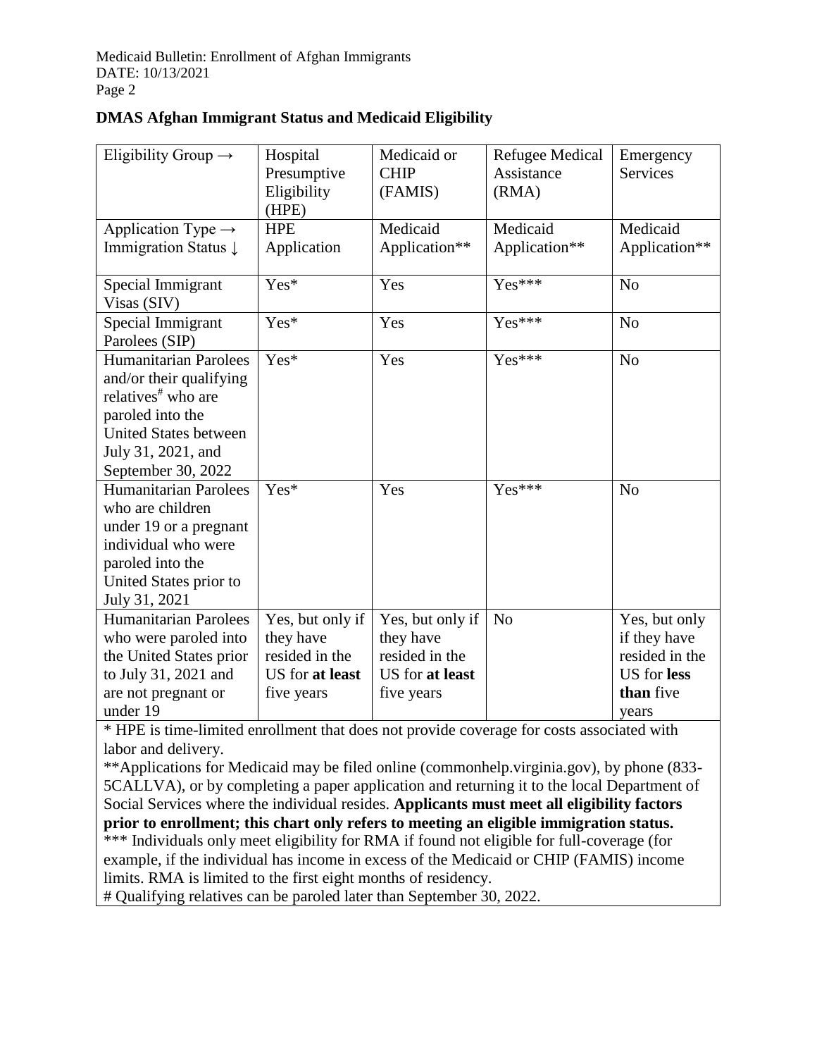## DMAS Afghan Immigrant Status and Medicaid Eligibility

| Eligibility Group → | Hospital Presumptive Eligibility (HPE) | Medicaid or CHIP (FAMIS) | Refugee Medical Assistance (RMA) | Emergency Services |
|---|---|---|---|---|
| Application Type → Immigration Status ↓ | HPE Application | Medicaid Application** | Medicaid Application** | Medicaid Application** |
| Special Immigrant Visas (SIV) | Yes* | Yes | Yes*** | No |
| Special Immigrant Parolees (SIP) | Yes* | Yes | Yes*** | No |
| Humanitarian Parolees and/or their qualifying relatives# who are paroled into the United States between July 31, 2021, and September 30, 2022 | Yes* | Yes | Yes*** | No |
| Humanitarian Parolees who are children under 19 or a pregnant individual who were paroled into the United States prior to July 31, 2021 | Yes* | Yes | Yes*** | No |
| Humanitarian Parolees who were paroled into the United States prior to July 31, 2021 and are not pregnant or under 19 | Yes, but only if they have resided in the US for **at least** five years | Yes, but only if they have resided in the US for **at least** five years | No | Yes, but only if they have resided in the US for **less than** five years |

* HPE is time-limited enrollment that does not provide coverage for costs associated with labor and delivery.

**Applications for Medicaid may be filed online (commonhelp.virginia.gov), by phone (833-5CALLVA), or by completing a paper application and returning it to the local Department of Social Services where the individual resides. **Applicants must meet all eligibility factors prior to enrollment; this chart only refers to meeting an eligible immigration status.**

*** Individuals only meet eligibility for RMA if found not eligible for full-coverage (for example, if the individual has income in excess of the Medicaid or CHIP (FAMIS) income limits. RMA is limited to the first eight months of residency.

# Qualifying relatives can be paroled later than September 30, 2022.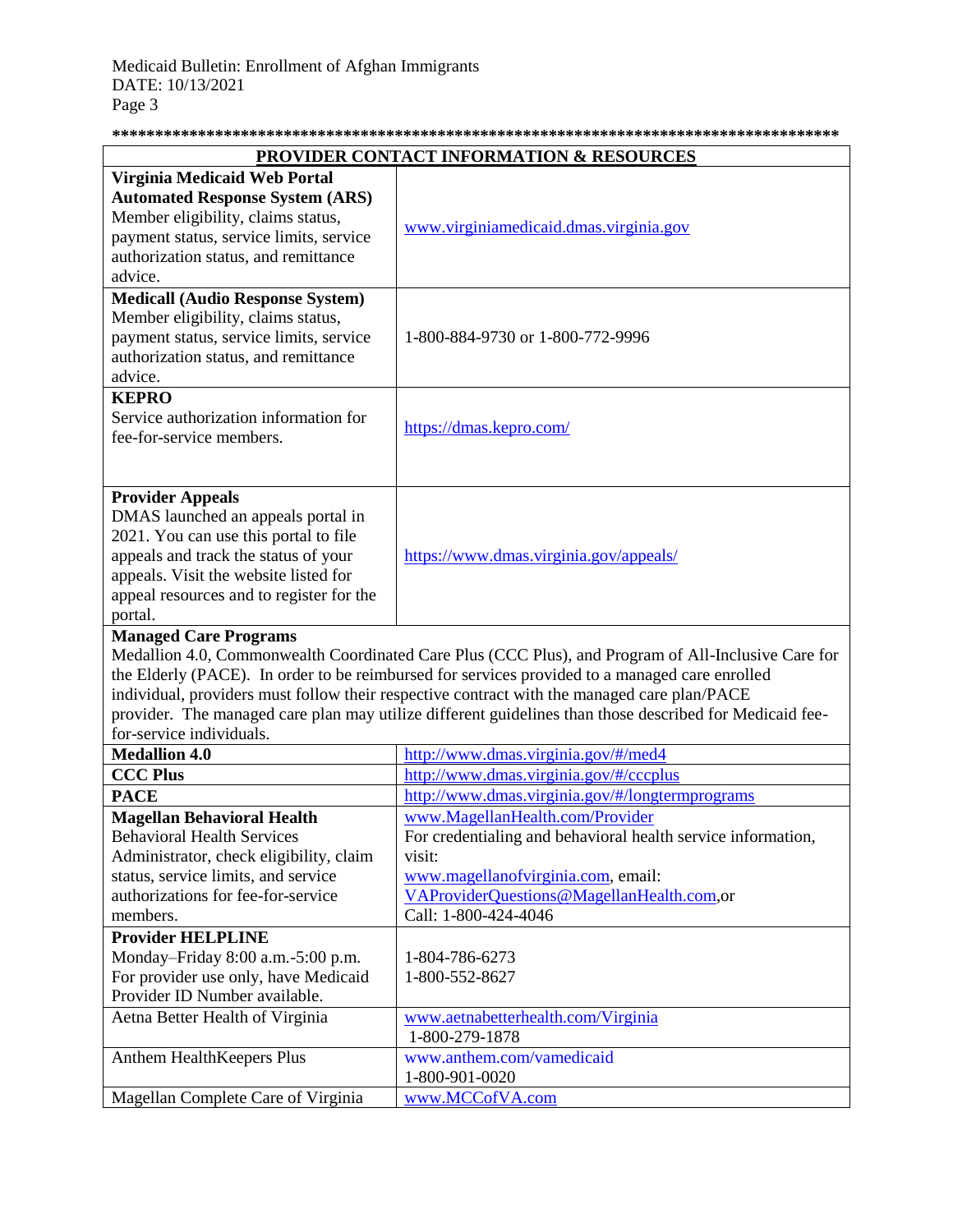*************************************************************************************

| PROVIDER CONTACT INFORMATION & RESOURCES | |
|---|---|
| **Virginia Medicaid Web Portal Automated Response System (ARS)** Member eligibility, claims status, payment status, service limits, service authorization status, and remittance advice. | www.virginiamedicaid.dmas.virginia.gov |
| **Medicall (Audio Response System)** Member eligibility, claims status, payment status, service limits, service authorization status, and remittance advice. | 1-800-884-9730 or 1-800-772-9996 |
| **KEPRO** Service authorization information for fee-for-service members. | https://dmas.kepro.com/ |
| **Provider Appeals** DMAS launched an appeals portal in 2021. You can use this portal to file appeals and track the status of your appeals. Visit the website listed for appeal resources and to register for the portal. | https://www.dmas.virginia.gov/appeals/ |
| **Managed Care Programs** Medallion 4.0, Commonwealth Coordinated Care Plus (CCC Plus), and Program of All-Inclusive Care for the Elderly (PACE). In order to be reimbursed for services provided to a managed care enrolled individual, providers must follow their respective contract with the managed care plan/PACE provider. The managed care plan may utilize different guidelines than those described for Medicaid fee-for-service individuals. | |
| **Medallion 4.0** | http://www.dmas.virginia.gov/#/med4 |
| **CCC Plus** | http://www.dmas.virginia.gov/#/cccplus |
| **PACE** | http://www.dmas.virginia.gov/#/longtermprograms |
| **Magellan Behavioral Health** Behavioral Health Services Administrator, check eligibility, claim status, service limits, and service authorizations for fee-for-service members. | www.MagellanHealth.com/Provider For credentialing and behavioral health service information, visit: www.magellanofvirginia.com, email: VAProviderQuestions@MagellanHealth.com,or Call: 1-800-424-4046 |
| **Provider HELPLINE** Monday–Friday 8:00 a.m.-5:00 p.m. For provider use only, have Medicaid Provider ID Number available. | 1-804-786-6273 1-800-552-8627 |
| Aetna Better Health of Virginia | www.aetnabetterhealth.com/Virginia 1-800-279-1878 |
| Anthem HealthKeepers Plus | www.anthem.com/vamedicaid 1-800-901-0020 |
| Magellan Complete Care of Virginia | www.MCCofVA.com |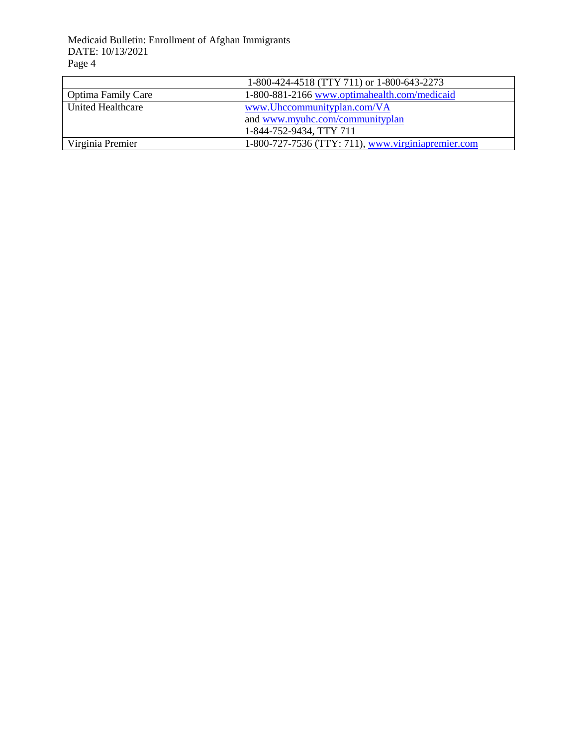| | |
|---|---|
| | 1-800-424-4518 (TTY 711) or 1-800-643-2273 |
| Optima Family Care | 1-800-881-2166 www.optimahealth.com/medicaid |
| United Healthcare | www.Uhccommunityplan.com/VA<br>and www.myuhc.com/communityplan<br>1-844-752-9434, TTY 711 |
| Virginia Premier | 1-800-727-7536 (TTY: 711), www.virginiapremier.com |